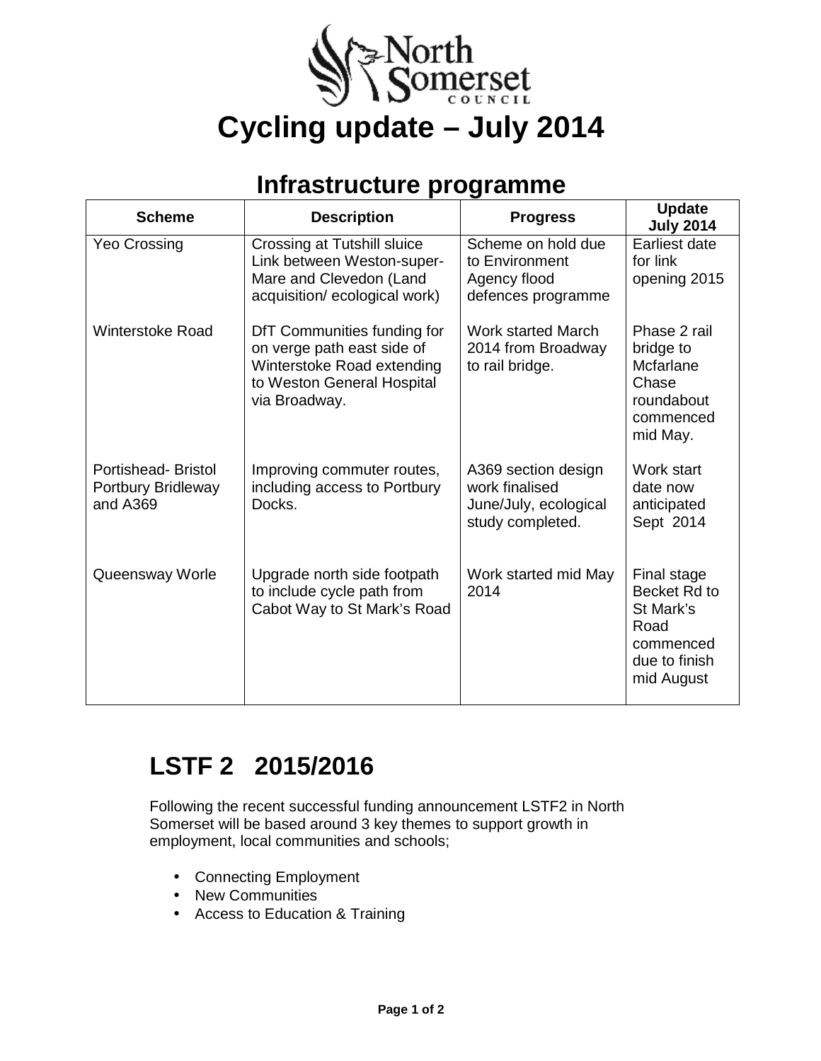# Cycling update – July 2014

## Infrastructure programme

| Scheme | Description | Progress | Update July 2014 |
|---|---|---|---|
| Yeo Crossing | Crossing at Tutshill sluice Link between Weston-super-Mare and Clevedon (Land acquisition/ ecological work) | Scheme on hold due to Environment Agency flood defences programme | Earliest date for link opening 2015 |
| Winterstoke Road | DfT Communities funding for on verge path east side of Winterstoke Road extending to Weston General Hospital via Broadway. | Work started March 2014 from Broadway to rail bridge. | Phase 2 rail bridge to Mcfarlane Chase roundabout commenced mid May. |
| Portishead- Bristol Portbury Bridleway and A369 | Improving commuter routes, including access to Portbury Docks. | A369 section design work finalised June/July, ecological study completed. | Work start date now anticipated Sept 2014 |
| Queensway Worle | Upgrade north side footpath to include cycle path from Cabot Way to St Mark's Road | Work started mid May 2014 | Final stage Becket Rd to St Mark's Road commenced due to finish mid August |

## LSTF 2 2015/2016

Following the recent successful funding announcement LSTF2 in North Somerset will be based around 3 key themes to support growth in employment, local communities and schools;

- Connecting Employment
- New Communities
- Access to Education & Training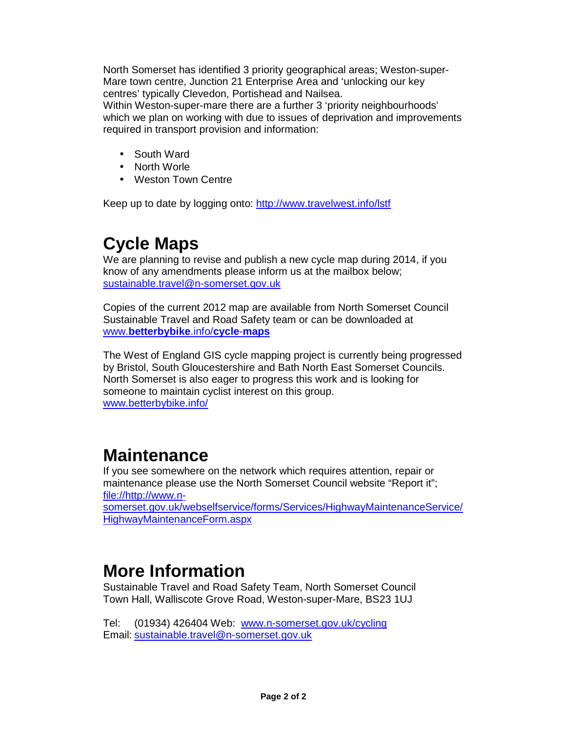North Somerset has identified 3 priority geographical areas; Weston-super-Mare town centre, Junction 21 Enterprise Area and 'unlocking our key centres' typically Clevedon, Portishead and Nailsea.
Within Weston-super-mare there are a further 3 'priority neighbourhoods' which we plan on working with due to issues of deprivation and improvements required in transport provision and information:

- South Ward
- North Worle
- Weston Town Centre

Keep up to date by logging onto: http://www.travelwest.info/lstf

# Cycle Maps

We are planning to revise and publish a new cycle map during 2014, if you know of any amendments please inform us at the mailbox below; sustainable.travel@n-somerset.gov.uk

Copies of the current 2012 map are available from North Somerset Council Sustainable Travel and Road Safety team or can be downloaded at www.**betterbybike**.info/**cycle**-**maps**

The West of England GIS cycle mapping project is currently being progressed by Bristol, South Gloucestershire and Bath North East Somerset Councils. North Somerset is also eager to progress this work and is looking for someone to maintain cyclist interest on this group.
www.betterbybike.info/

# Maintenance

If you see somewhere on the network which requires attention, repair or maintenance please use the North Somerset Council website "Report it"; file://http://www.n-somerset.gov.uk/webselfservice/forms/Services/HighwayMaintenanceService/HighwayMaintenanceForm.aspx

# More Information

Sustainable Travel and Road Safety Team, North Somerset Council
Town Hall, Walliscote Grove Road, Weston-super-Mare, BS23 1UJ

Tel: (01934) 426404 Web: www.n-somerset.gov.uk/cycling
Email: sustainable.travel@n-somerset.gov.uk